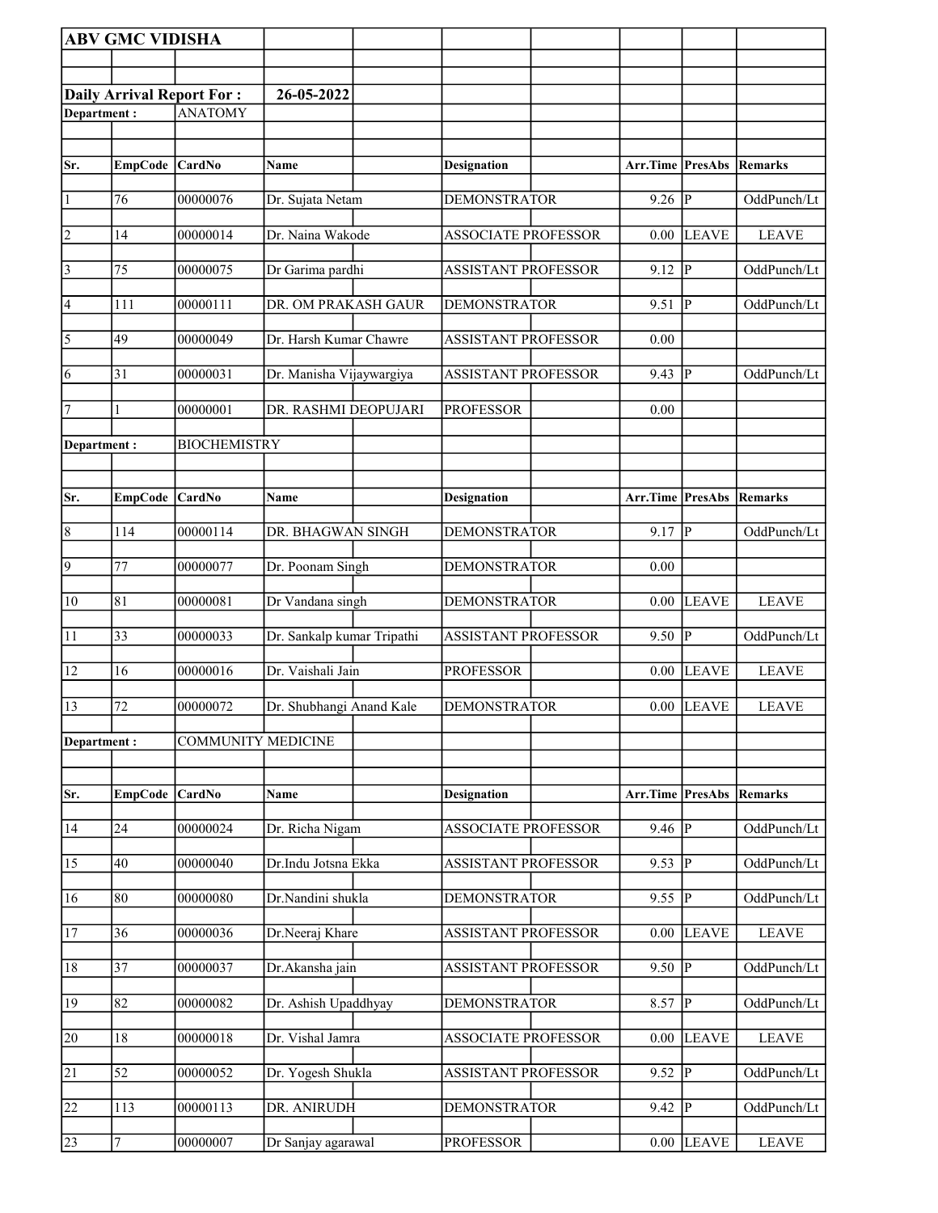**ABV GMC VIDISHA**

**Daily Arrival Report For : 26-05-2022**

**Department :** ANATOMY

| Sr. | EmpCode | CardNo | Name | Designation | Arr.Time | PresAbs | Remarks |
|---|---|---|---|---|---|---|---|
| 1 | 76 | 00000076 | Dr. Sujata Netam | DEMONSTRATOR | 9.26 | P | OddPunch/Lt |
| 2 | 14 | 00000014 | Dr. Naina Wakode | ASSOCIATE PROFESSOR | 0.00 | LEAVE | LEAVE |
| 3 | 75 | 00000075 | Dr Garima pardhi | ASSISTANT PROFESSOR | 9.12 | P | OddPunch/Lt |
| 4 | 111 | 00000111 | DR. OM PRAKASH GAUR | DEMONSTRATOR | 9.51 | P | OddPunch/Lt |
| 5 | 49 | 00000049 | Dr. Harsh Kumar Chawre | ASSISTANT PROFESSOR | 0.00 | | |
| 6 | 31 | 00000031 | Dr. Manisha Vijaywargiya | ASSISTANT PROFESSOR | 9.43 | P | OddPunch/Lt |
| 7 | 1 | 00000001 | DR. RASHMI DEOPUJARI | PROFESSOR | 0.00 | | |

**Department :** BIOCHEMISTRY

| Sr. | EmpCode | CardNo | Name | Designation | Arr.Time | PresAbs | Remarks |
|---|---|---|---|---|---|---|---|
| 8 | 114 | 00000114 | DR. BHAGWAN SINGH | DEMONSTRATOR | 9.17 | P | OddPunch/Lt |
| 9 | 77 | 00000077 | Dr. Poonam Singh | DEMONSTRATOR | 0.00 | | |
| 10 | 81 | 00000081 | Dr Vandana singh | DEMONSTRATOR | 0.00 | LEAVE | LEAVE |
| 11 | 33 | 00000033 | Dr. Sankalp kumar Tripathi | ASSISTANT PROFESSOR | 9.50 | P | OddPunch/Lt |
| 12 | 16 | 00000016 | Dr. Vaishali Jain | PROFESSOR | 0.00 | LEAVE | LEAVE |
| 13 | 72 | 00000072 | Dr. Shubhangi Anand Kale | DEMONSTRATOR | 0.00 | LEAVE | LEAVE |

**Department :** COMMUNITY MEDICINE

| Sr. | EmpCode | CardNo | Name | Designation | Arr.Time | PresAbs | Remarks |
|---|---|---|---|---|---|---|---|
| 14 | 24 | 00000024 | Dr. Richa Nigam | ASSOCIATE PROFESSOR | 9.46 | P | OddPunch/Lt |
| 15 | 40 | 00000040 | Dr.Indu Jotsna Ekka | ASSISTANT PROFESSOR | 9.53 | P | OddPunch/Lt |
| 16 | 80 | 00000080 | Dr.Nandini shukla | DEMONSTRATOR | 9.55 | P | OddPunch/Lt |
| 17 | 36 | 00000036 | Dr.Neeraj Khare | ASSISTANT PROFESSOR | 0.00 | LEAVE | LEAVE |
| 18 | 37 | 00000037 | Dr.Akansha jain | ASSISTANT PROFESSOR | 9.50 | P | OddPunch/Lt |
| 19 | 82 | 00000082 | Dr. Ashish Upaddhyay | DEMONSTRATOR | 8.57 | P | OddPunch/Lt |
| 20 | 18 | 00000018 | Dr. Vishal Jamra | ASSOCIATE PROFESSOR | 0.00 | LEAVE | LEAVE |
| 21 | 52 | 00000052 | Dr. Yogesh Shukla | ASSISTANT PROFESSOR | 9.52 | P | OddPunch/Lt |
| 22 | 113 | 00000113 | DR. ANIRUDH | DEMONSTRATOR | 9.42 | P | OddPunch/Lt |
| 23 | 7 | 00000007 | Dr Sanjay agarawal | PROFESSOR | 0.00 | LEAVE | LEAVE |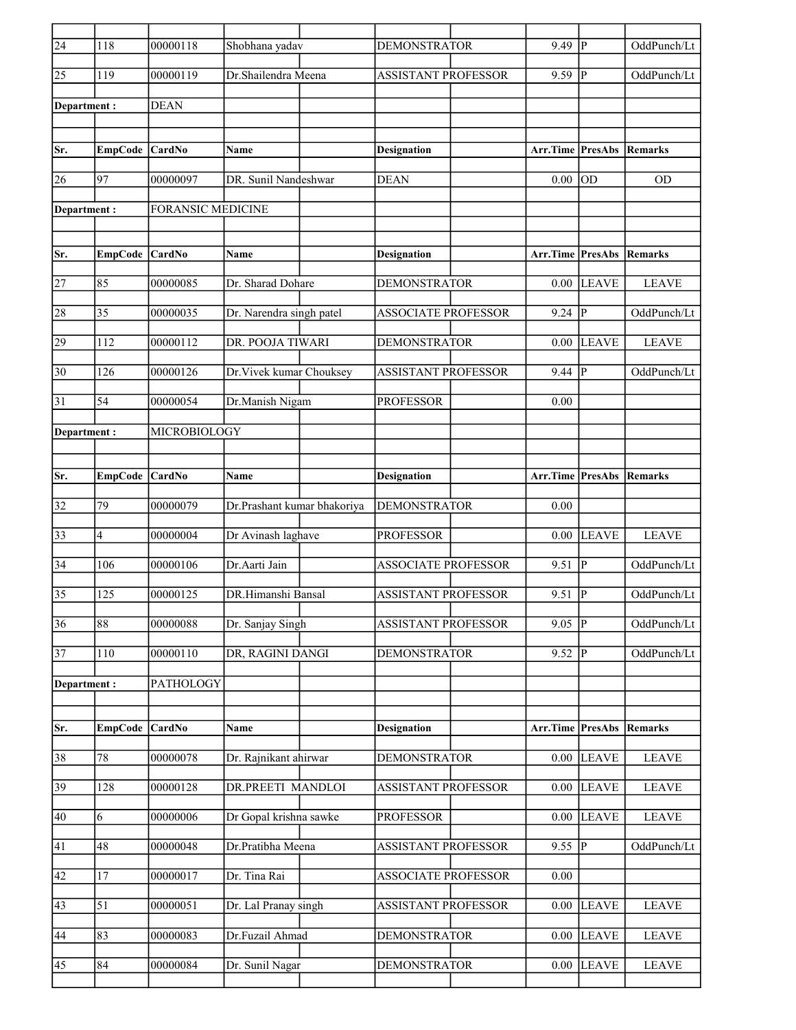| Sr. | EmpCode | CardNo | Name | Designation | Arr.Time | PresAbs | Remarks |
|---|---|---|---|---|---|---|---|
| 24 | 118 | 00000118 | Shobhana yadav | DEMONSTRATOR | 9.49 | P | OddPunch/Lt |
| 25 | 119 | 00000119 | Dr.Shailendra Meena | ASSISTANT PROFESSOR | 9.59 | P | OddPunch/Lt |

**Department :** DEAN

| Sr. | EmpCode | CardNo | Name | Designation | Arr.Time | PresAbs | Remarks |
|---|---|---|---|---|---|---|---|
| 26 | 97 | 00000097 | DR. Sunil Nandeshwar | DEAN | 0.00 | OD | OD |

**Department :** FORANSIC MEDICINE

| Sr. | EmpCode | CardNo | Name | Designation | Arr.Time | PresAbs | Remarks |
|---|---|---|---|---|---|---|---|
| 27 | 85 | 00000085 | Dr. Sharad Dohare | DEMONSTRATOR | 0.00 | LEAVE | LEAVE |
| 28 | 35 | 00000035 | Dr. Narendra singh patel | ASSOCIATE PROFESSOR | 9.24 | P | OddPunch/Lt |
| 29 | 112 | 00000112 | DR. POOJA TIWARI | DEMONSTRATOR | 0.00 | LEAVE | LEAVE |
| 30 | 126 | 00000126 | Dr.Vivek kumar Chouksey | ASSISTANT PROFESSOR | 9.44 | P | OddPunch/Lt |
| 31 | 54 | 00000054 | Dr.Manish Nigam | PROFESSOR | 0.00 | | |

**Department :** MICROBIOLOGY

| Sr. | EmpCode | CardNo | Name | Designation | Arr.Time | PresAbs | Remarks |
|---|---|---|---|---|---|---|---|
| 32 | 79 | 00000079 | Dr.Prashant kumar bhakoriya | DEMONSTRATOR | 0.00 | | |
| 33 | 4 | 00000004 | Dr Avinash laghave | PROFESSOR | 0.00 | LEAVE | LEAVE |
| 34 | 106 | 00000106 | Dr.Aarti Jain | ASSOCIATE PROFESSOR | 9.51 | P | OddPunch/Lt |
| 35 | 125 | 00000125 | DR.Himanshi Bansal | ASSISTANT PROFESSOR | 9.51 | P | OddPunch/Lt |
| 36 | 88 | 00000088 | Dr. Sanjay Singh | ASSISTANT PROFESSOR | 9.05 | P | OddPunch/Lt |
| 37 | 110 | 00000110 | DR, RAGINI DANGI | DEMONSTRATOR | 9.52 | P | OddPunch/Lt |

**Department :** PATHOLOGY

| Sr. | EmpCode | CardNo | Name | Designation | Arr.Time | PresAbs | Remarks |
|---|---|---|---|---|---|---|---|
| 38 | 78 | 00000078 | Dr. Rajnikant ahirwar | DEMONSTRATOR | 0.00 | LEAVE | LEAVE |
| 39 | 128 | 00000128 | DR.PREETI MANDLOI | ASSISTANT PROFESSOR | 0.00 | LEAVE | LEAVE |
| 40 | 6 | 00000006 | Dr Gopal krishna sawke | PROFESSOR | 0.00 | LEAVE | LEAVE |
| 41 | 48 | 00000048 | Dr.Pratibha Meena | ASSISTANT PROFESSOR | 9.55 | P | OddPunch/Lt |
| 42 | 17 | 00000017 | Dr. Tina Rai | ASSOCIATE PROFESSOR | 0.00 | | |
| 43 | 51 | 00000051 | Dr. Lal Pranay singh | ASSISTANT PROFESSOR | 0.00 | LEAVE | LEAVE |
| 44 | 83 | 00000083 | Dr.Fuzail Ahmad | DEMONSTRATOR | 0.00 | LEAVE | LEAVE |
| 45 | 84 | 00000084 | Dr. Sunil Nagar | DEMONSTRATOR | 0.00 | LEAVE | LEAVE |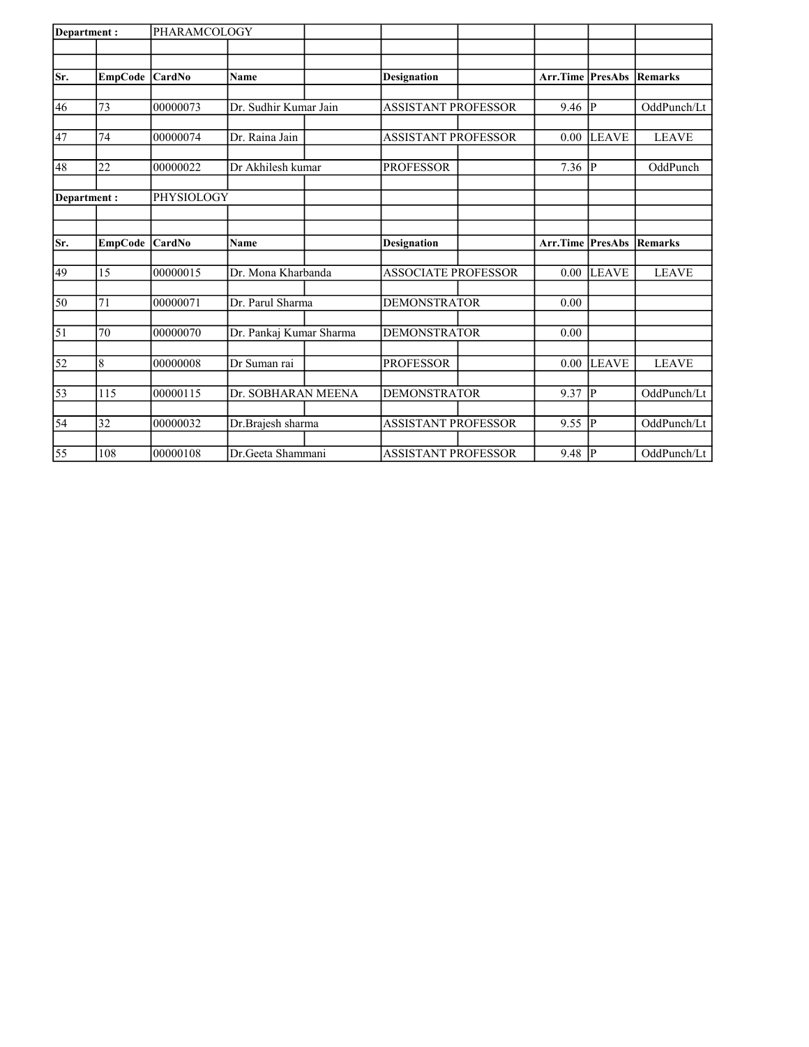| Department : | | PHARAMCOLOGY | | | | | | | |
|---|---|---|---|---|---|---|---|---|---|
| | | | | | | | | | |
| Sr. | EmpCode | CardNo | Name | | Designation | | Arr.Time | PresAbs | Remarks |
| 46 | 73 | 00000073 | Dr. Sudhir Kumar Jain | | ASSISTANT PROFESSOR | | 9.46 | P | OddPunch/Lt |
| 47 | 74 | 00000074 | Dr. Raina Jain | | ASSISTANT PROFESSOR | | 0.00 | LEAVE | LEAVE |
| 48 | 22 | 00000022 | Dr Akhilesh kumar | | PROFESSOR | | 7.36 | P | OddPunch |
| **Department :** | | PHYSIOLOGY | | | | | | | |
| | | | | | | | | | |
| **Sr.** | **EmpCode** | **CardNo** | **Name** | | **Designation** | | **Arr.Time** | **PresAbs** | **Remarks** |
| 49 | 15 | 00000015 | Dr. Mona Kharbanda | | ASSOCIATE PROFESSOR | | 0.00 | LEAVE | LEAVE |
| 50 | 71 | 00000071 | Dr. Parul Sharma | | DEMONSTRATOR | | 0.00 | | |
| 51 | 70 | 00000070 | Dr. Pankaj Kumar Sharma | | DEMONSTRATOR | | 0.00 | | |
| 52 | 8 | 00000008 | Dr Suman rai | | PROFESSOR | | 0.00 | LEAVE | LEAVE |
| 53 | 115 | 00000115 | Dr. SOBHARAN MEENA | | DEMONSTRATOR | | 9.37 | P | OddPunch/Lt |
| 54 | 32 | 00000032 | Dr.Brajesh sharma | | ASSISTANT PROFESSOR | | 9.55 | P | OddPunch/Lt |
| 55 | 108 | 00000108 | Dr.Geeta Shammani | | ASSISTANT PROFESSOR | | 9.48 | P | OddPunch/Lt |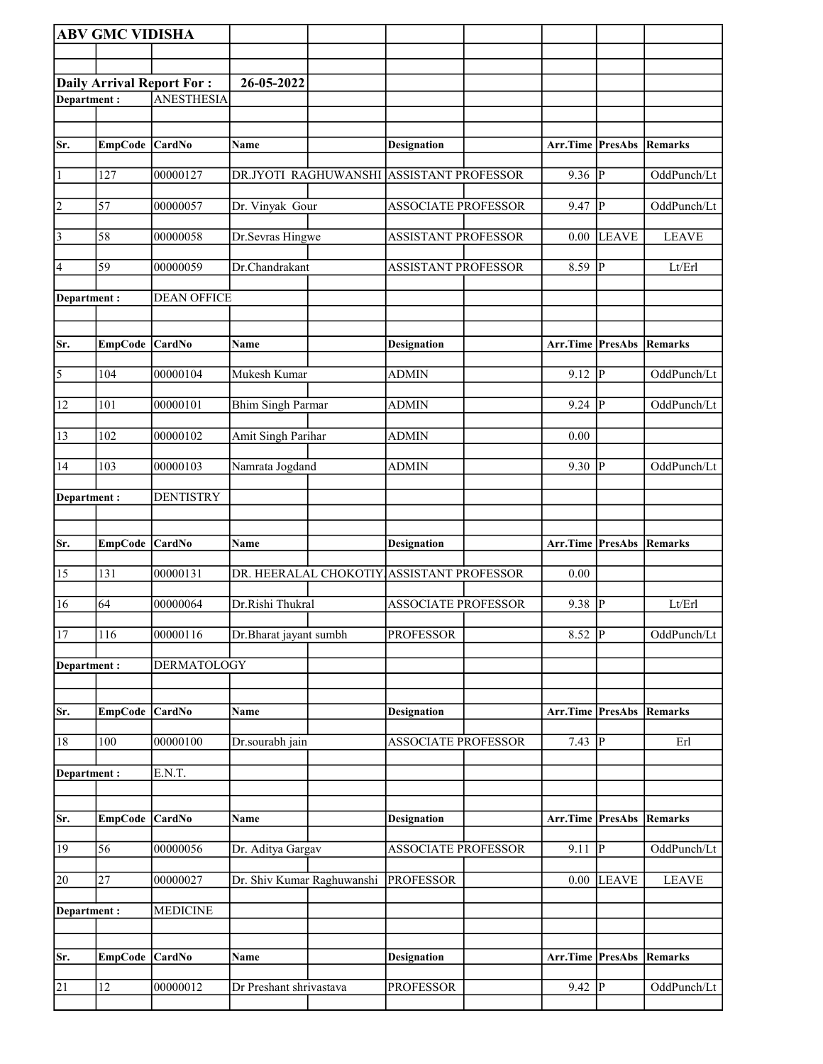**ABV GMC VIDISHA**

**Daily Arrival Report For : 26-05-2022**

**Department :** ANESTHESIA

| Sr. | EmpCode | CardNo | Name | Designation | Arr.Time | PresAbs | Remarks |
|---|---|---|---|---|---|---|---|
| 1 | 127 | 00000127 | DR.JYOTI RAGHUWANSHI | ASSISTANT PROFESSOR | 9.36 | P | OddPunch/Lt |
| 2 | 57 | 00000057 | Dr. Vinyak Gour | ASSOCIATE PROFESSOR | 9.47 | P | OddPunch/Lt |
| 3 | 58 | 00000058 | Dr.Sevras Hingwe | ASSISTANT PROFESSOR | 0.00 | LEAVE | LEAVE |
| 4 | 59 | 00000059 | Dr.Chandrakant | ASSISTANT PROFESSOR | 8.59 | P | Lt/Erl |

**Department :** DEAN OFFICE

| Sr. | EmpCode | CardNo | Name | Designation | Arr.Time | PresAbs | Remarks |
|---|---|---|---|---|---|---|---|
| 5 | 104 | 00000104 | Mukesh Kumar | ADMIN | 9.12 | P | OddPunch/Lt |
| 12 | 101 | 00000101 | Bhim Singh Parmar | ADMIN | 9.24 | P | OddPunch/Lt |
| 13 | 102 | 00000102 | Amit Singh Parihar | ADMIN | 0.00 | | |
| 14 | 103 | 00000103 | Namrata Jogdand | ADMIN | 9.30 | P | OddPunch/Lt |

**Department :** DENTISTRY

| Sr. | EmpCode | CardNo | Name | Designation | Arr.Time | PresAbs | Remarks |
|---|---|---|---|---|---|---|---|
| 15 | 131 | 00000131 | DR. HEERALAL CHOKOTIY | ASSISTANT PROFESSOR | 0.00 | | |
| 16 | 64 | 00000064 | Dr.Rishi Thukral | ASSOCIATE PROFESSOR | 9.38 | P | Lt/Erl |
| 17 | 116 | 00000116 | Dr.Bharat jayant sumbh | PROFESSOR | 8.52 | P | OddPunch/Lt |

**Department :** DERMATOLOGY

| Sr. | EmpCode | CardNo | Name | Designation | Arr.Time | PresAbs | Remarks |
|---|---|---|---|---|---|---|---|
| 18 | 100 | 00000100 | Dr.sourabh jain | ASSOCIATE PROFESSOR | 7.43 | P | Erl |

**Department :** E.N.T.

| Sr. | EmpCode | CardNo | Name | Designation | Arr.Time | PresAbs | Remarks |
|---|---|---|---|---|---|---|---|
| 19 | 56 | 00000056 | Dr. Aditya Gargav | ASSOCIATE PROFESSOR | 9.11 | P | OddPunch/Lt |
| 20 | 27 | 00000027 | Dr. Shiv Kumar Raghuwanshi | PROFESSOR | 0.00 | LEAVE | LEAVE |

**Department :** MEDICINE

| Sr. | EmpCode | CardNo | Name | Designation | Arr.Time | PresAbs | Remarks |
|---|---|---|---|---|---|---|---|
| 21 | 12 | 00000012 | Dr Preshant shrivastava | PROFESSOR | 9.42 | P | OddPunch/Lt |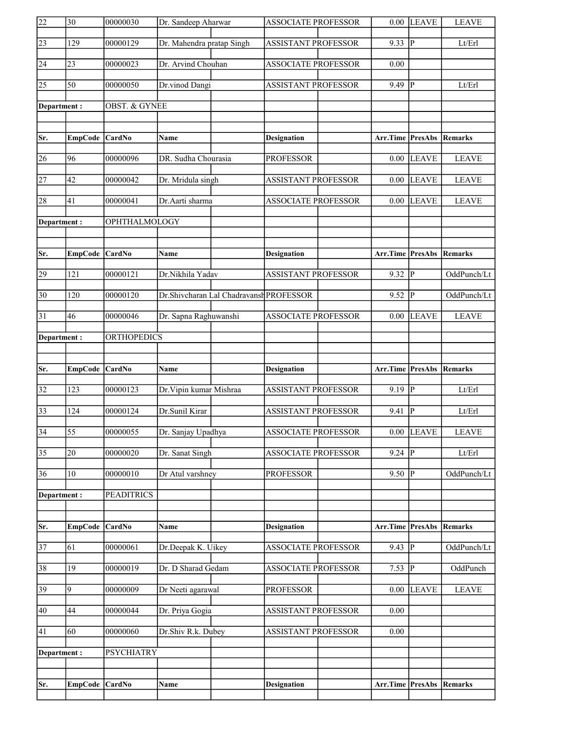| Sr. | EmpCode | CardNo | Name | | Designation | | Arr.Time | PresAbs | Remarks |
|---|---|---|---|---|---|---|---|---|---|
| 22 | 30 | 00000030 | Dr. Sandeep Aharwar | | ASSOCIATE PROFESSOR | | 0.00 | LEAVE | LEAVE |
| 23 | 129 | 00000129 | Dr. Mahendra pratap Singh | | ASSISTANT PROFESSOR | | 9.33 | P | Lt/Erl |
| 24 | 23 | 00000023 | Dr. Arvind Chouhan | | ASSOCIATE PROFESSOR | | 0.00 | | |
| 25 | 50 | 00000050 | Dr.vinod Dangi | | ASSISTANT PROFESSOR | | 9.49 | P | Lt/Erl |

**Department : OBST. & GYNEE**

| Sr. | EmpCode | CardNo | Name | | Designation | | Arr.Time | PresAbs | Remarks |
|---|---|---|---|---|---|---|---|---|---|
| 26 | 96 | 00000096 | DR. Sudha Chourasia | | PROFESSOR | | 0.00 | LEAVE | LEAVE |
| 27 | 42 | 00000042 | Dr. Mridula singh | | ASSISTANT PROFESSOR | | 0.00 | LEAVE | LEAVE |
| 28 | 41 | 00000041 | Dr.Aarti sharma | | ASSOCIATE PROFESSOR | | 0.00 | LEAVE | LEAVE |

**Department : OPHTHALMOLOGY**

| Sr. | EmpCode | CardNo | Name | | Designation | | Arr.Time | PresAbs | Remarks |
|---|---|---|---|---|---|---|---|---|---|
| 29 | 121 | 00000121 | Dr.Nikhila Yadav | | ASSISTANT PROFESSOR | | 9.32 | P | OddPunch/Lt |
| 30 | 120 | 00000120 | Dr.Shivcharan Lal Chadravansh | | PROFESSOR | | 9.52 | P | OddPunch/Lt |
| 31 | 46 | 00000046 | Dr. Sapna Raghuwanshi | | ASSOCIATE PROFESSOR | | 0.00 | LEAVE | LEAVE |

**Department : ORTHOPEDICS**

| Sr. | EmpCode | CardNo | Name | | Designation | | Arr.Time | PresAbs | Remarks |
|---|---|---|---|---|---|---|---|---|---|
| 32 | 123 | 00000123 | Dr.Vipin kumar Mishraa | | ASSISTANT PROFESSOR | | 9.19 | P | Lt/Erl |
| 33 | 124 | 00000124 | Dr.Sunil Kirar | | ASSISTANT PROFESSOR | | 9.41 | P | Lt/Erl |
| 34 | 55 | 00000055 | Dr. Sanjay Upadhya | | ASSOCIATE PROFESSOR | | 0.00 | LEAVE | LEAVE |
| 35 | 20 | 00000020 | Dr. Sanat Singh | | ASSOCIATE PROFESSOR | | 9.24 | P | Lt/Erl |
| 36 | 10 | 00000010 | Dr Atul varshney | | PROFESSOR | | 9.50 | P | OddPunch/Lt |

**Department : PEADITRICS**

| Sr. | EmpCode | CardNo | Name | | Designation | | Arr.Time | PresAbs | Remarks |
|---|---|---|---|---|---|---|---|---|---|
| 37 | 61 | 00000061 | Dr.Deepak K. Uikey | | ASSOCIATE PROFESSOR | | 9.43 | P | OddPunch/Lt |
| 38 | 19 | 00000019 | Dr. D Sharad Gedam | | ASSOCIATE PROFESSOR | | 7.53 | P | OddPunch |
| 39 | 9 | 00000009 | Dr Neeti agarawal | | PROFESSOR | | 0.00 | LEAVE | LEAVE |
| 40 | 44 | 00000044 | Dr. Priya Gogia | | ASSISTANT PROFESSOR | | 0.00 | | |
| 41 | 60 | 00000060 | Dr.Shiv R.k. Dubey | | ASSISTANT PROFESSOR | | 0.00 | | |

**Department : PSYCHIATRY**

| Sr. | EmpCode | CardNo | Name | | Designation | | Arr.Time | PresAbs | Remarks |
|---|---|---|---|---|---|---|---|---|---|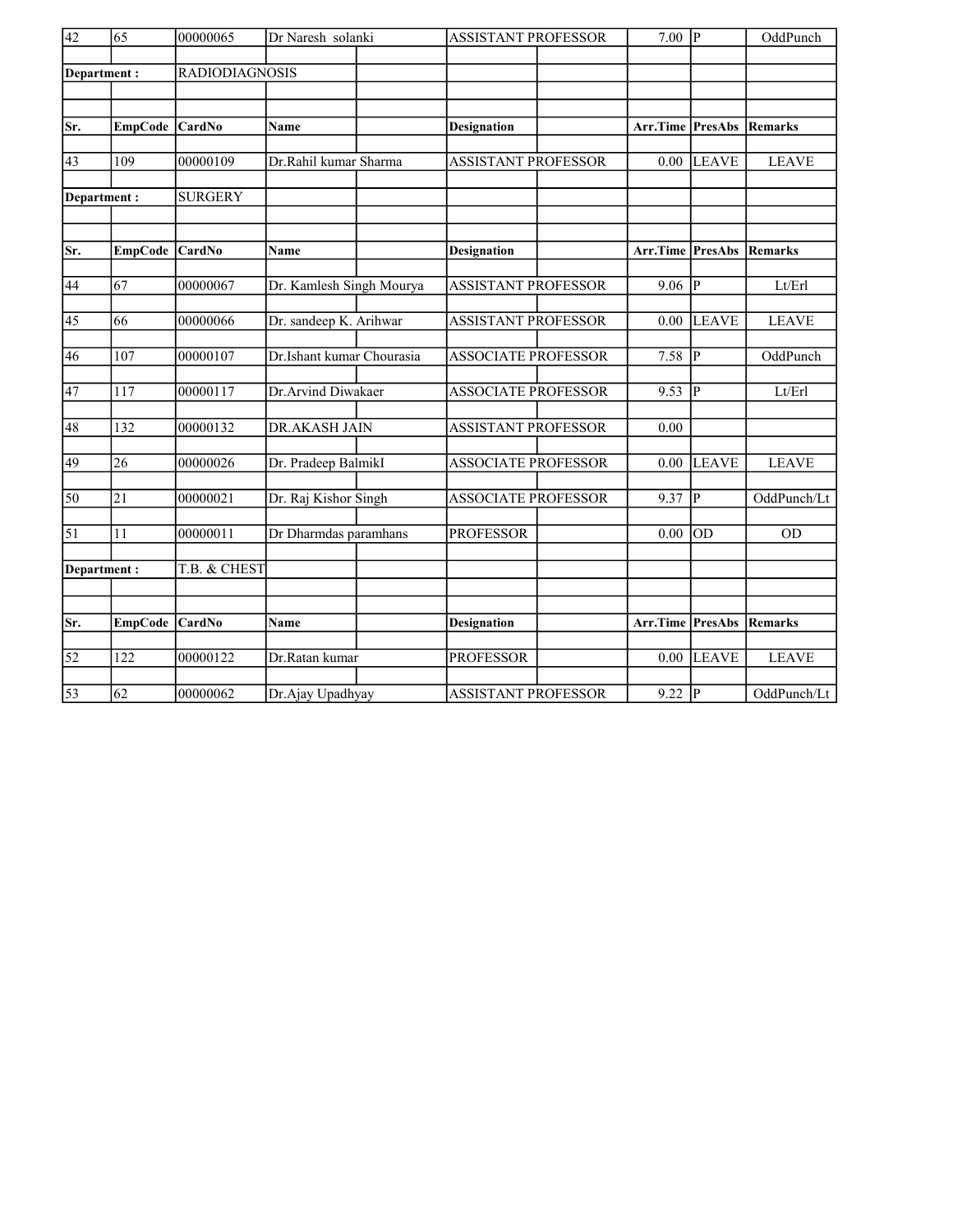| | | | | | | | |
|---|---|---|---|---|---|---|---|
| 42 | 65 | 00000065 | Dr Naresh solanki | ASSISTANT PROFESSOR | 7.00 | P | OddPunch |
| **Department :** | | RADIODIAGNOSIS | | | | | |
| **Sr.** | **EmpCode** | **CardNo** | **Name** | **Designation** | **Arr.Time** | **PresAbs** | **Remarks** |
| 43 | 109 | 00000109 | Dr.Rahil kumar Sharma | ASSISTANT PROFESSOR | 0.00 | LEAVE | LEAVE |
| **Department :** | | SURGERY | | | | | |
| **Sr.** | **EmpCode** | **CardNo** | **Name** | **Designation** | **Arr.Time** | **PresAbs** | **Remarks** |
| 44 | 67 | 00000067 | Dr. Kamlesh Singh Mourya | ASSISTANT PROFESSOR | 9.06 | P | Lt/Erl |
| 45 | 66 | 00000066 | Dr. sandeep K. Arihwar | ASSISTANT PROFESSOR | 0.00 | LEAVE | LEAVE |
| 46 | 107 | 00000107 | Dr.Ishant kumar Chourasia | ASSOCIATE PROFESSOR | 7.58 | P | OddPunch |
| 47 | 117 | 00000117 | Dr.Arvind Diwakaer | ASSOCIATE PROFESSOR | 9.53 | P | Lt/Erl |
| 48 | 132 | 00000132 | DR.AKASH JAIN | ASSISTANT PROFESSOR | 0.00 | | |
| 49 | 26 | 00000026 | Dr. Pradeep BalmikI | ASSOCIATE PROFESSOR | 0.00 | LEAVE | LEAVE |
| 50 | 21 | 00000021 | Dr. Raj Kishor Singh | ASSOCIATE PROFESSOR | 9.37 | P | OddPunch/Lt |
| 51 | 11 | 00000011 | Dr Dharmdas paramhans | PROFESSOR | 0.00 | OD | OD |
| **Department :** | | T.B. & CHEST | | | | | |
| **Sr.** | **EmpCode** | **CardNo** | **Name** | **Designation** | **Arr.Time** | **PresAbs** | **Remarks** |
| 52 | 122 | 00000122 | Dr.Ratan kumar | PROFESSOR | 0.00 | LEAVE | LEAVE |
| 53 | 62 | 00000062 | Dr.Ajay Upadhyay | ASSISTANT PROFESSOR | 9.22 | P | OddPunch/Lt |